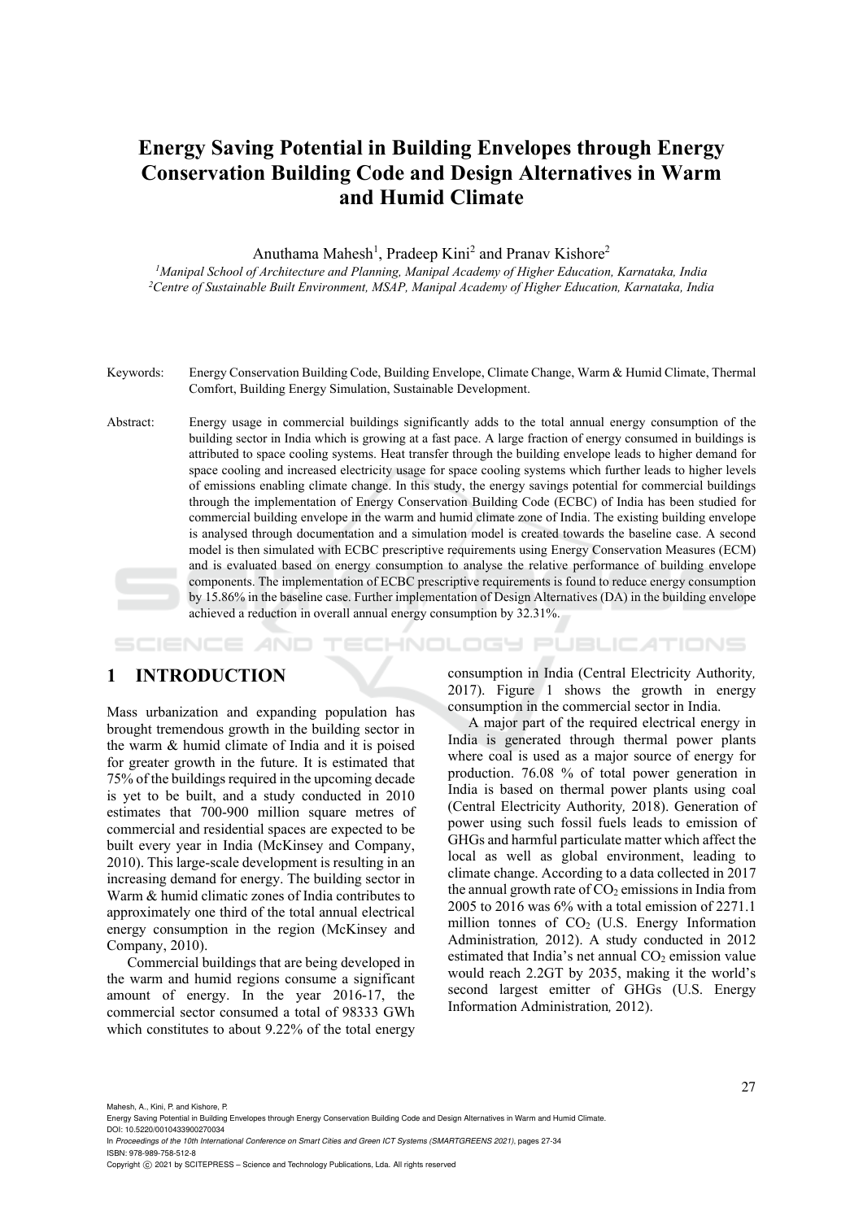# Energy Saving Potential in Building Envelopes through Energy Conservation Building Code and Design Alternatives in Warm and Humid Climate

Anuthama Mahesh[1], Pradeep Kini[2] and Pranav Kishore[2]

[1]*Manipal School of Architecture and Planning, Manipal Academy of Higher Education, Karnataka, India*
[2]*Centre of Sustainable Built Environment, MSAP, Manipal Academy of Higher Education, Karnataka, India*

Keywords: Energy Conservation Building Code, Building Envelope, Climate Change, Warm & Humid Climate, Thermal Comfort, Building Energy Simulation, Sustainable Development.

Abstract: Energy usage in commercial buildings significantly adds to the total annual energy consumption of the building sector in India which is growing at a fast pace. A large fraction of energy consumed in buildings is attributed to space cooling systems. Heat transfer through the building envelope leads to higher demand for space cooling and increased electricity usage for space cooling systems which further leads to higher levels of emissions enabling climate change. In this study, the energy savings potential for commercial buildings through the implementation of Energy Conservation Building Code (ECBC) of India has been studied for commercial building envelope in the warm and humid climate zone of India. The existing building envelope is analysed through documentation and a simulation model is created towards the baseline case. A second model is then simulated with ECBC prescriptive requirements using Energy Conservation Measures (ECM) and is evaluated based on energy consumption to analyse the relative performance of building envelope components. The implementation of ECBC prescriptive requirements is found to reduce energy consumption by 15.86% in the baseline case. Further implementation of Design Alternatives (DA) in the building envelope achieved a reduction in overall annual energy consumption by 32.31%.

## 1 INTRODUCTION

Mass urbanization and expanding population has brought tremendous growth in the building sector in the warm & humid climate of India and it is poised for greater growth in the future. It is estimated that 75% of the buildings required in the upcoming decade is yet to be built, and a study conducted in 2010 estimates that 700-900 million square metres of commercial and residential spaces are expected to be built every year in India (McKinsey and Company, 2010). This large-scale development is resulting in an increasing demand for energy. The building sector in Warm & humid climatic zones of India contributes to approximately one third of the total annual electrical energy consumption in the region (McKinsey and Company, 2010).

Commercial buildings that are being developed in the warm and humid regions consume a significant amount of energy. In the year 2016-17, the commercial sector consumed a total of 98333 GWh which constitutes to about 9.22% of the total energy consumption in India (Central Electricity Authority, 2017). Figure 1 shows the growth in energy consumption in the commercial sector in India.

A major part of the required electrical energy in India is generated through thermal power plants where coal is used as a major source of energy for production. 76.08 % of total power generation in India is based on thermal power plants using coal (Central Electricity Authority, 2018). Generation of power using such fossil fuels leads to emission of GHGs and harmful particulate matter which affect the local as well as global environment, leading to climate change. According to a data collected in 2017 the annual growth rate of $CO_2$ emissions in India from 2005 to 2016 was 6% with a total emission of 2271.1 million tonnes of $CO_2$ (U.S. Energy Information Administration, 2012). A study conducted in 2012 estimated that India's net annual $CO_2$ emission value would reach 2.2GT by 2035, making it the world's second largest emitter of GHGs (U.S. Energy Information Administration, 2012).

Mahesh, A., Kini, P. and Kishore, P.
Energy Saving Potential in Building Envelopes through Energy Conservation Building Code and Design Alternatives in Warm and Humid Climate.
DOI: 10.5220/0010433900270034
In *Proceedings of the 10th International Conference on Smart Cities and Green ICT Systems (SMARTGREENS 2021)*, pages 27-34
ISBN: 978-989-758-512-8
Copyright © 2021 by SCITEPRESS – Science and Technology Publications, Lda. All rights reserved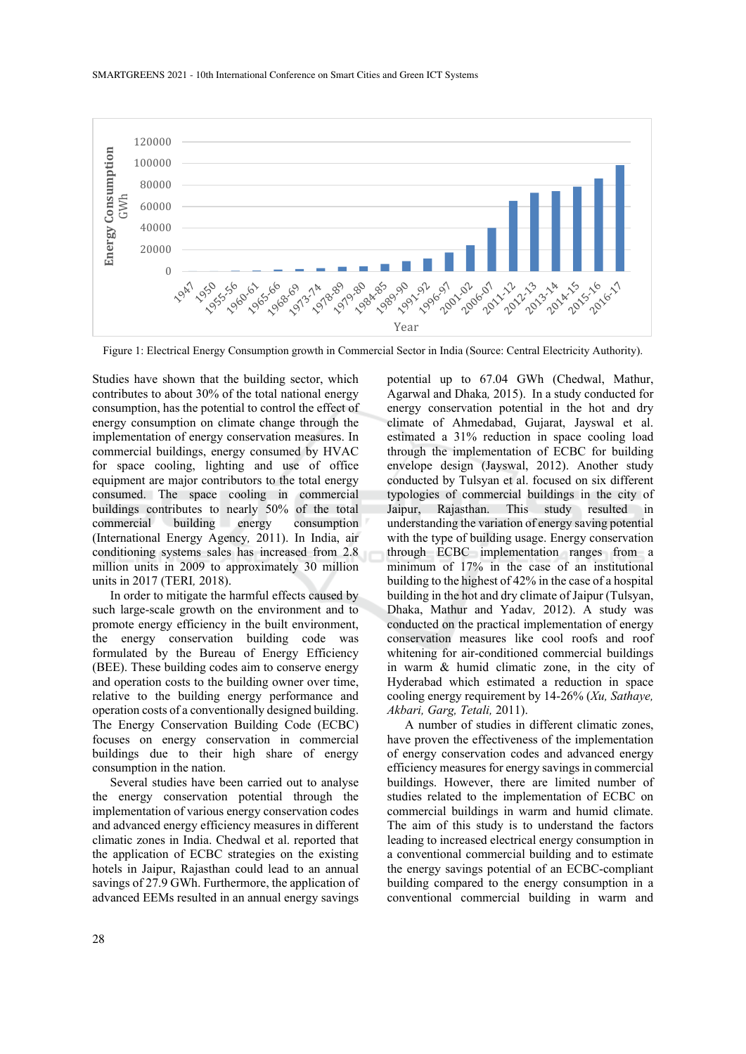Figure 1: Electrical Energy Consumption growth in Commercial Sector in India (Source: Central Electricity Authority).

Studies have shown that the building sector, which contributes to about 30% of the total national energy consumption, has the potential to control the effect of energy consumption on climate change through the implementation of energy conservation measures. In commercial buildings, energy consumed by HVAC for space cooling, lighting and use of office equipment are major contributors to the total energy consumed. The space cooling in commercial buildings contributes to nearly 50% of the total commercial building energy consumption (International Energy Agency, 2011). In India, air conditioning systems sales has increased from 2.8 million units in 2009 to approximately 30 million units in 2017 (TERI, 2018).

In order to mitigate the harmful effects caused by such large-scale growth on the environment and to promote energy efficiency in the built environment, the energy conservation building code was formulated by the Bureau of Energy Efficiency (BEE). These building codes aim to conserve energy and operation costs to the building owner over time, relative to the building energy performance and operation costs of a conventionally designed building. The Energy Conservation Building Code (ECBC) focuses on energy conservation in commercial buildings due to their high share of energy consumption in the nation.

Several studies have been carried out to analyse the energy conservation potential through the implementation of various energy conservation codes and advanced energy efficiency measures in different climatic zones in India. Chedwal et al. reported that the application of ECBC strategies on the existing hotels in Jaipur, Rajasthan could lead to an annual savings of 27.9 GWh. Furthermore, the application of advanced EEMs resulted in an annual energy savings potential up to 67.04 GWh (Chedwal, Mathur, Agarwal and Dhaka, 2015). In a study conducted for energy conservation potential in the hot and dry climate of Ahmedabad, Gujarat, Jayswal et al. estimated a 31% reduction in space cooling load through the implementation of ECBC for building envelope design (Jayswal, 2012). Another study conducted by Tulsyan et al. focused on six different typologies of commercial buildings in the city of Jaipur, Rajasthan. This study resulted in understanding the variation of energy saving potential with the type of building usage. Energy conservation through ECBC implementation ranges from a minimum of 17% in the case of an institutional building to the highest of 42% in the case of a hospital building in the hot and dry climate of Jaipur (Tulsyan, Dhaka, Mathur and Yadav, 2012). A study was conducted on the practical implementation of energy conservation measures like cool roofs and roof whitening for air-conditioned commercial buildings in warm & humid climatic zone, in the city of Hyderabad which estimated a reduction in space cooling energy requirement by 14-26% (*Xu, Sathaye, Akbari, Garg, Tetali,* 2011).

A number of studies in different climatic zones, have proven the effectiveness of the implementation of energy conservation codes and advanced energy efficiency measures for energy savings in commercial buildings. However, there are limited number of studies related to the implementation of ECBC on commercial buildings in warm and humid climate. The aim of this study is to understand the factors leading to increased electrical energy consumption in a conventional commercial building and to estimate the energy savings potential of an ECBC-compliant building compared to the energy consumption in a conventional commercial building in warm and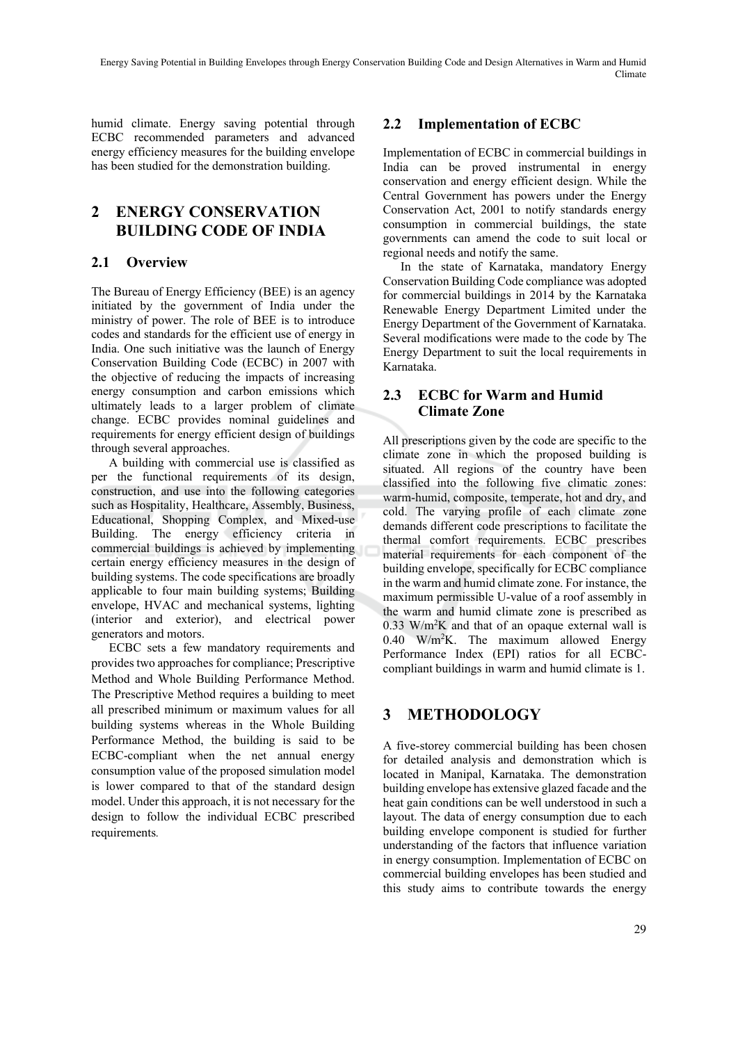humid climate. Energy saving potential through ECBC recommended parameters and advanced energy efficiency measures for the building envelope has been studied for the demonstration building.

## 2 ENERGY CONSERVATION BUILDING CODE OF INDIA

### 2.1 Overview

The Bureau of Energy Efficiency (BEE) is an agency initiated by the government of India under the ministry of power. The role of BEE is to introduce codes and standards for the efficient use of energy in India. One such initiative was the launch of Energy Conservation Building Code (ECBC) in 2007 with the objective of reducing the impacts of increasing energy consumption and carbon emissions which ultimately leads to a larger problem of climate change. ECBC provides nominal guidelines and requirements for energy efficient design of buildings through several approaches.

A building with commercial use is classified as per the functional requirements of its design, construction, and use into the following categories such as Hospitality, Healthcare, Assembly, Business, Educational, Shopping Complex, and Mixed-use Building. The energy efficiency criteria in commercial buildings is achieved by implementing certain energy efficiency measures in the design of building systems. The code specifications are broadly applicable to four main building systems; Building envelope, HVAC and mechanical systems, lighting (interior and exterior), and electrical power generators and motors.

ECBC sets a few mandatory requirements and provides two approaches for compliance; Prescriptive Method and Whole Building Performance Method. The Prescriptive Method requires a building to meet all prescribed minimum or maximum values for all building systems whereas in the Whole Building Performance Method, the building is said to be ECBC-compliant when the net annual energy consumption value of the proposed simulation model is lower compared to that of the standard design model. Under this approach, it is not necessary for the design to follow the individual ECBC prescribed requirements.

### 2.2 Implementation of ECBC

Implementation of ECBC in commercial buildings in India can be proved instrumental in energy conservation and energy efficient design. While the Central Government has powers under the Energy Conservation Act, 2001 to notify standards energy consumption in commercial buildings, the state governments can amend the code to suit local or regional needs and notify the same.

In the state of Karnataka, mandatory Energy Conservation Building Code compliance was adopted for commercial buildings in 2014 by the Karnataka Renewable Energy Department Limited under the Energy Department of the Government of Karnataka. Several modifications were made to the code by The Energy Department to suit the local requirements in Karnataka.

### 2.3 ECBC for Warm and Humid Climate Zone

All prescriptions given by the code are specific to the climate zone in which the proposed building is situated. All regions of the country have been classified into the following five climatic zones: warm-humid, composite, temperate, hot and dry, and cold. The varying profile of each climate zone demands different code prescriptions to facilitate the thermal comfort requirements. ECBC prescribes material requirements for each component of the building envelope, specifically for ECBC compliance in the warm and humid climate zone. For instance, the maximum permissible U-value of a roof assembly in the warm and humid climate zone is prescribed as 0.33 $W/m^2K$ and that of an opaque external wall is 0.40 $W/m^2K$. The maximum allowed Energy Performance Index (EPI) ratios for all ECBC-compliant buildings in warm and humid climate is 1.

## 3 METHODOLOGY

A five-storey commercial building has been chosen for detailed analysis and demonstration which is located in Manipal, Karnataka. The demonstration building envelope has extensive glazed facade and the heat gain conditions can be well understood in such a layout. The data of energy consumption due to each building envelope component is studied for further understanding of the factors that influence variation in energy consumption. Implementation of ECBC on commercial building envelopes has been studied and this study aims to contribute towards the energy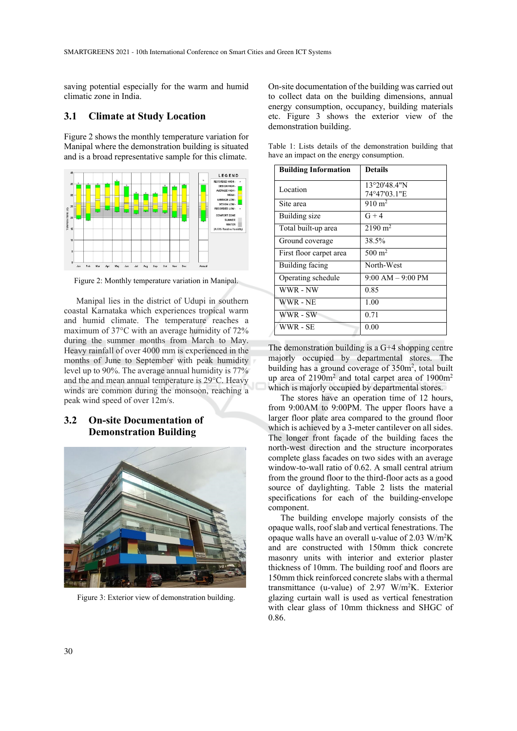saving potential especially for the warm and humid climatic zone in India.

### 3.1 Climate at Study Location

Figure 2 shows the monthly temperature variation for Manipal where the demonstration building is situated and is a broad representative sample for this climate.

Figure 2: Monthly temperature variation in Manipal.

Manipal lies in the district of Udupi in southern coastal Karnataka which experiences tropical warm and humid climate. The temperature reaches a maximum of 37°C with an average humidity of 72% during the summer months from March to May. Heavy rainfall of over 4000 mm is experienced in the months of June to September with peak humidity level up to 90%. The average annual humidity is 77% and the and mean annual temperature is 29°C. Heavy winds are common during the monsoon, reaching a peak wind speed of over 12m/s.

### 3.2 On-site Documentation of Demonstration Building

Figure 3: Exterior view of demonstration building.

On-site documentation of the building was carried out to collect data on the building dimensions, annual energy consumption, occupancy, building materials etc. Figure 3 shows the exterior view of the demonstration building.

Table 1: Lists details of the demonstration building that have an impact on the energy consumption.

| Building Information | Details |
|---|---|
| Location | 13°20'48.4"N 74°47'03.1"E |
| Site area | 910 m$^2$ |
| Building size | G + 4 |
| Total built-up area | 2190 m$^2$ |
| Ground coverage | 38.5% |
| First floor carpet area | 500 m$^2$ |
| Building facing | North-West |
| Operating schedule | 9:00 AM – 9:00 PM |
| WWR - NW | 0.85 |
| WWR - NE | 1.00 |
| WWR - SW | 0.71 |
| WWR - SE | 0.00 |

The demonstration building is a G+4 shopping centre majorly occupied by departmental stores. The building has a ground coverage of 350m$^2$, total built up area of 2190m$^2$ and total carpet area of 1900m$^2$ which is majorly occupied by departmental stores.

The stores have an operation time of 12 hours, from 9:00AM to 9:00PM. The upper floors have a larger floor plate area compared to the ground floor which is achieved by a 3-meter cantilever on all sides. The longer front façade of the building faces the north-west direction and the structure incorporates complete glass facades on two sides with an average window-to-wall ratio of 0.62. A small central atrium from the ground floor to the third-floor acts as a good source of daylighting. Table 2 lists the material specifications for each of the building-envelope component.

The building envelope majorly consists of the opaque walls, roof slab and vertical fenestrations. The opaque walls have an overall u-value of 2.03 W/m$^2$K and are constructed with 150mm thick concrete masonry units with interior and exterior plaster thickness of 10mm. The building roof and floors are 150mm thick reinforced concrete slabs with a thermal transmittance (u-value) of 2.97 W/m$^2$K. Exterior glazing curtain wall is used as vertical fenestration with clear glass of 10mm thickness and SHGC of 0.86.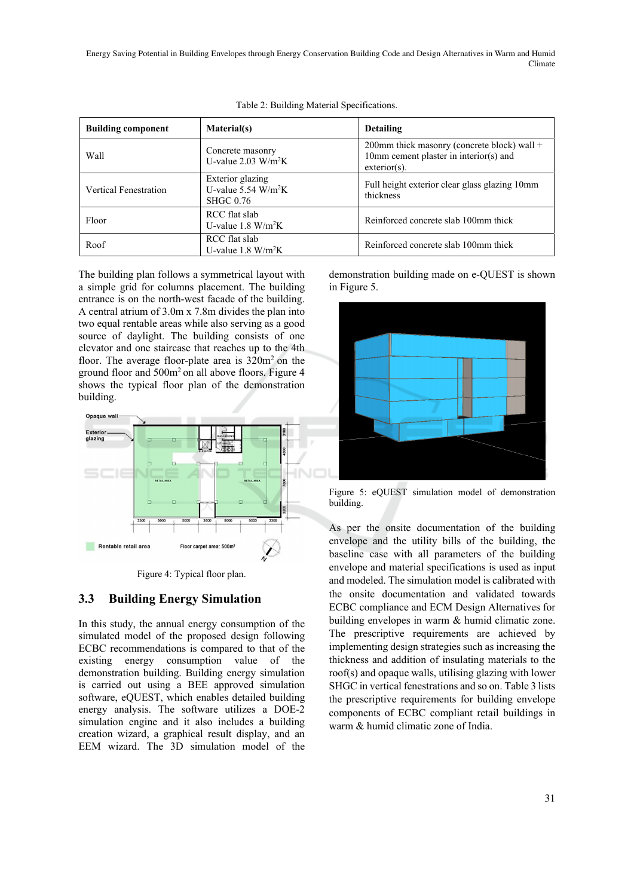Table 2: Building Material Specifications.

| Building component | Material(s) | Detailing |
|---|---|---|
| Wall | Concrete masonry U-value 2.03 W/m$^2$K | 200mm thick masonry (concrete block) wall + 10mm cement plaster in interior(s) and exterior(s). |
| Vertical Fenestration | Exterior glazing U-value 5.54 W/m$^2$K SHGC 0.76 | Full height exterior clear glass glazing 10mm thickness |
| Floor | RCC flat slab U-value 1.8 W/m$^2$K | Reinforced concrete slab 100mm thick |
| Roof | RCC flat slab U-value 1.8 W/m$^2$K | Reinforced concrete slab 100mm thick |

The building plan follows a symmetrical layout with a simple grid for columns placement. The building entrance is on the north-west facade of the building. A central atrium of 3.0m x 7.8m divides the plan into two equal rentable areas while also serving as a good source of daylight. The building consists of one elevator and one staircase that reaches up to the 4th floor. The average floor-plate area is 320m$^2$ on the ground floor and 500m$^2$ on all above floors. Figure 4 shows the typical floor plan of the demonstration building.

Figure 4: Typical floor plan.

## 3.3 Building Energy Simulation

In this study, the annual energy consumption of the simulated model of the proposed design following ECBC recommendations is compared to that of the existing energy consumption value of the demonstration building. Building energy simulation is carried out using a BEE approved simulation software, eQUEST, which enables detailed building energy analysis. The software utilizes a DOE-2 simulation engine and it also includes a building creation wizard, a graphical result display, and an EEM wizard. The 3D simulation model of the demonstration building made on e-QUEST is shown in Figure 5.

Figure 5: eQUEST simulation model of demonstration building.

As per the onsite documentation of the building envelope and the utility bills of the building, the baseline case with all parameters of the building envelope and material specifications is used as input and modeled. The simulation model is calibrated with the onsite documentation and validated towards ECBC compliance and ECM Design Alternatives for building envelopes in warm & humid climatic zone. The prescriptive requirements are achieved by implementing design strategies such as increasing the thickness and addition of insulating materials to the roof(s) and opaque walls, utilising glazing with lower SHGC in vertical fenestrations and so on. Table 3 lists the prescriptive requirements for building envelope components of ECBC compliant retail buildings in warm & humid climatic zone of India.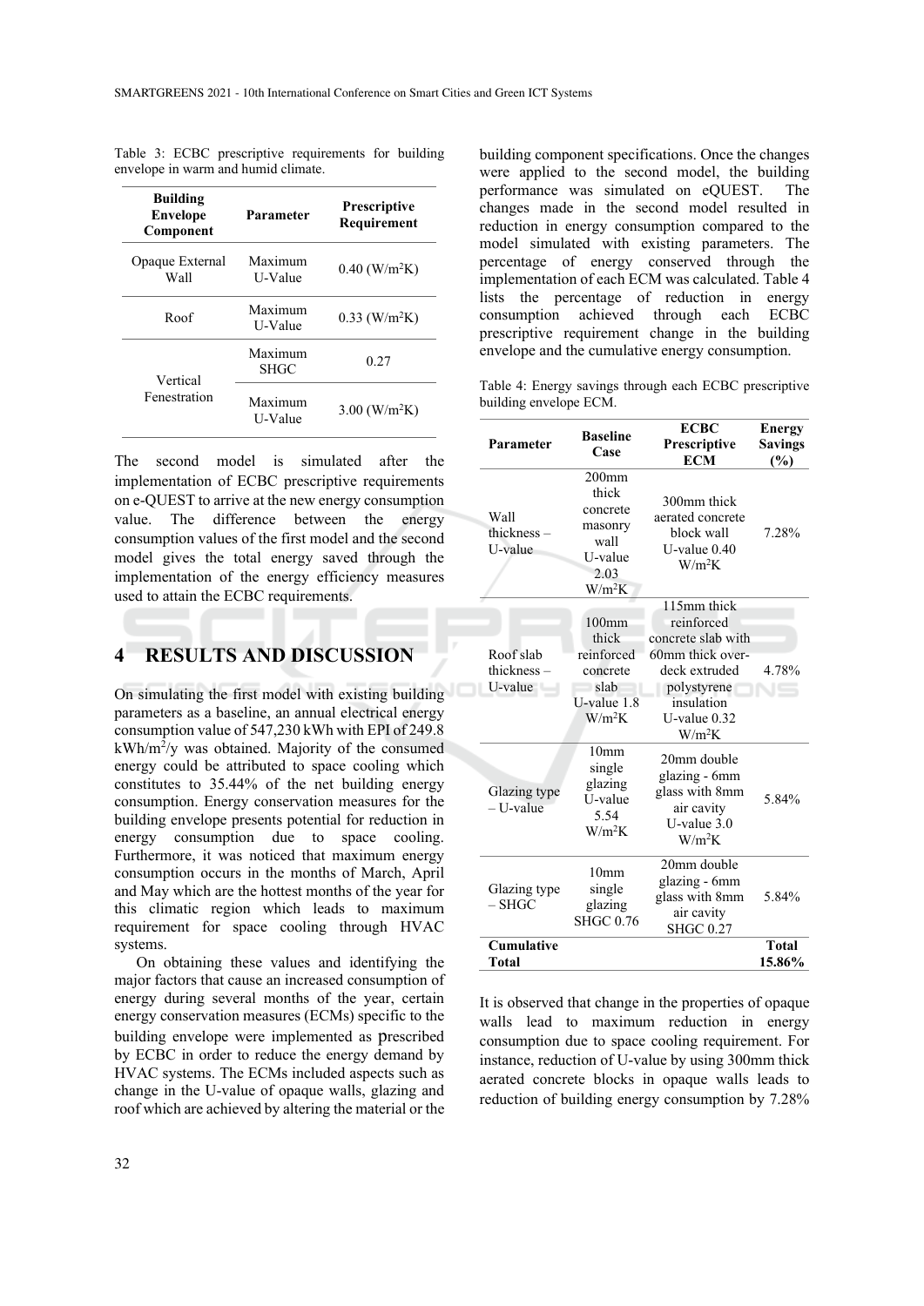Table 3: ECBC prescriptive requirements for building envelope in warm and humid climate.

| Building Envelope Component | Parameter | Prescriptive Requirement |
|---|---|---|
| Opaque External Wall | Maximum U-Value | 0.40 ($W/m^2K$) |
| Roof | Maximum U-Value | 0.33 ($W/m^2K$) |
| Vertical Fenestration | Maximum SHGC | 0.27 |
| | Maximum U-Value | 3.00 ($W/m^2K$) |

The second model is simulated after the implementation of ECBC prescriptive requirements on e-QUEST to arrive at the new energy consumption value. The difference between the energy consumption values of the first model and the second model gives the total energy saved through the implementation of the energy efficiency measures used to attain the ECBC requirements.

## 4 RESULTS AND DISCUSSION

On simulating the first model with existing building parameters as a baseline, an annual electrical energy consumption value of 547,230 kWh with EPI of 249.8 $kWh/m^2/y$ was obtained. Majority of the consumed energy could be attributed to space cooling which constitutes to 35.44% of the net building energy consumption. Energy conservation measures for the building envelope presents potential for reduction in energy consumption due to space cooling. Furthermore, it was noticed that maximum energy consumption occurs in the months of March, April and May which are the hottest months of the year for this climatic region which leads to maximum requirement for space cooling through HVAC systems.

On obtaining these values and identifying the major factors that cause an increased consumption of energy during several months of the year, certain energy conservation measures (ECMs) specific to the building envelope were implemented as prescribed by ECBC in order to reduce the energy demand by HVAC systems. The ECMs included aspects such as change in the U-value of opaque walls, glazing and roof which are achieved by altering the material or the building component specifications. Once the changes were applied to the second model, the building performance was simulated on eQUEST. The changes made in the second model resulted in reduction in energy consumption compared to the model simulated with existing parameters. The percentage of energy conserved through the implementation of each ECM was calculated. Table 4 lists the percentage of reduction in energy consumption achieved through each ECBC prescriptive requirement change in the building envelope and the cumulative energy consumption.

Table 4: Energy savings through each ECBC prescriptive building envelope ECM.

| Parameter | Baseline Case | ECBC Prescriptive ECM | Energy Savings (%) |
|---|---|---|---|
| Wall thickness – U-value | 200mm thick concrete masonry wall U-value 2.03 $W/m^2K$ | 300mm thick aerated concrete block wall U-value 0.40 $W/m^2K$ | 7.28% |
| Roof slab thickness – U-value | 100mm thick reinforced concrete slab U-value 1.8 $W/m^2K$ | 115mm thick reinforced concrete slab with 60mm thick over-deck extruded polystyrene insulation U-value 0.32 $W/m^2K$ | 4.78% |
| Glazing type – U-value | 10mm single glazing U-value 5.54 $W/m^2K$ | 20mm double glazing - 6mm glass with 8mm air cavity U-value 3.0 $W/m^2K$ | 5.84% |
| Glazing type – SHGC | 10mm single glazing SHGC 0.76 | 20mm double glazing - 6mm glass with 8mm air cavity SHGC 0.27 | 5.84% |
| **Cumulative Total** | | | **Total 15.86%** |

It is observed that change in the properties of opaque walls lead to maximum reduction in energy consumption due to space cooling requirement. For instance, reduction of U-value by using 300mm thick aerated concrete blocks in opaque walls leads to reduction of building energy consumption by 7.28%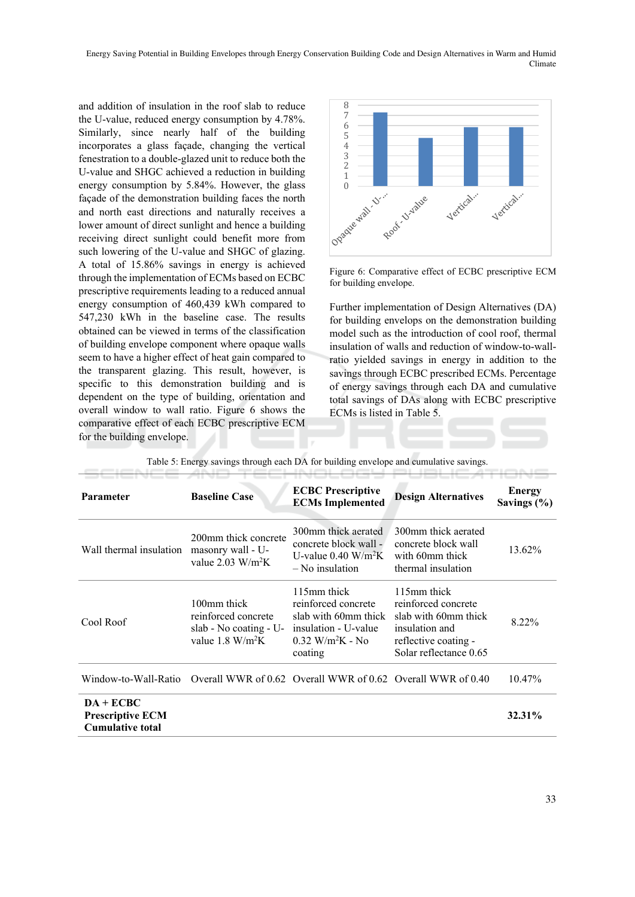and addition of insulation in the roof slab to reduce the U-value, reduced energy consumption by 4.78%. Similarly, since nearly half of the building incorporates a glass façade, changing the vertical fenestration to a double-glazed unit to reduce both the U-value and SHGC achieved a reduction in building energy consumption by 5.84%. However, the glass façade of the demonstration building faces the north and north east directions and naturally receives a lower amount of direct sunlight and hence a building receiving direct sunlight could benefit more from such lowering of the U-value and SHGC of glazing. A total of 15.86% savings in energy is achieved through the implementation of ECMs based on ECBC prescriptive requirements leading to a reduced annual energy consumption of 460,439 kWh compared to 547,230 kWh in the baseline case. The results obtained can be viewed in terms of the classification of building envelope component where opaque walls seem to have a higher effect of heat gain compared to the transparent glazing. This result, however, is specific to this demonstration building and is dependent on the type of building, orientation and overall window to wall ratio. Figure 6 shows the comparative effect of each ECBC prescriptive ECM for the building envelope.

Figure 6: Comparative effect of ECBC prescriptive ECM for building envelope.

Further implementation of Design Alternatives (DA) for building envelops on the demonstration building model such as the introduction of cool roof, thermal insulation of walls and reduction of window-to-wall-ratio yielded savings in energy in addition to the savings through ECBC prescribed ECMs. Percentage of energy savings through each DA and cumulative total savings of DAs along with ECBC prescriptive ECMs is listed in Table 5.

Table 5: Energy savings through each DA for building envelope and cumulative savings.

| Parameter | Baseline Case | ECBC Prescriptive ECMs Implemented | Design Alternatives | Energy Savings (%) |
|---|---|---|---|---|
| Wall thermal insulation | 200mm thick concrete masonry wall - U-value 2.03 W/m$^2$K | 300mm thick aerated concrete block wall - U-value 0.40 W/m$^2$K – No insulation | 300mm thick aerated concrete block wall with 60mm thick thermal insulation | 13.62% |
| Cool Roof | 100mm thick reinforced concrete slab - No coating - U-value 1.8 W/m$^2$K | 115mm thick reinforced concrete slab with 60mm thick insulation - U-value 0.32 W/m$^2$K - No coating | 115mm thick reinforced concrete slab with 60mm thick insulation and reflective coating - Solar reflectance 0.65 | 8.22% |
| Window-to-Wall-Ratio | Overall WWR of 0.62 | Overall WWR of 0.62 | Overall WWR of 0.40 | 10.47% |
| **DA + ECBC Prescriptive ECM Cumulative total** | | | | **32.31%** |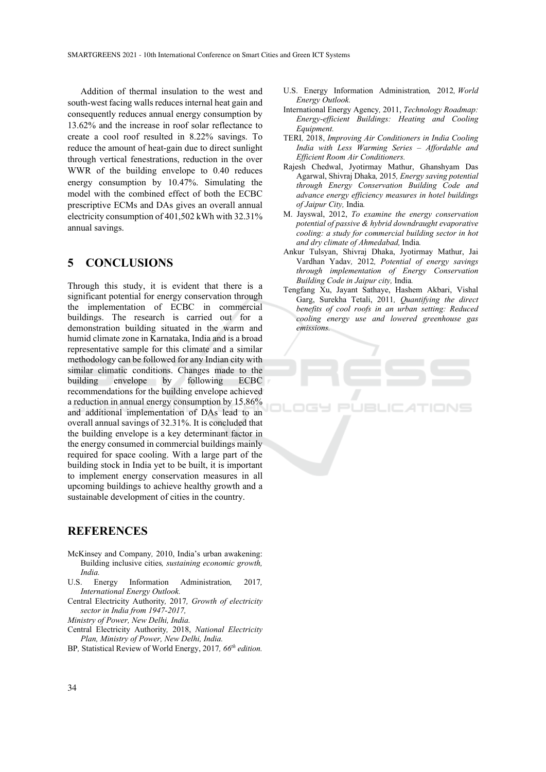Addition of thermal insulation to the west and south-west facing walls reduces internal heat gain and consequently reduces annual energy consumption by 13.62% and the increase in roof solar reflectance to create a cool roof resulted in 8.22% savings. To reduce the amount of heat-gain due to direct sunlight through vertical fenestrations, reduction in the over WWR of the building envelope to 0.40 reduces energy consumption by 10.47%. Simulating the model with the combined effect of both the ECBC prescriptive ECMs and DAs gives an overall annual electricity consumption of 401,502 kWh with 32.31% annual savings.

## 5 CONCLUSIONS

Through this study, it is evident that there is a significant potential for energy conservation through the implementation of ECBC in commercial buildings. The research is carried out for a demonstration building situated in the warm and humid climate zone in Karnataka, India and is a broad representative sample for this climate and a similar methodology can be followed for any Indian city with similar climatic conditions. Changes made to the building envelope by following ECBC recommendations for the building envelope achieved a reduction in annual energy consumption by 15.86% and additional implementation of DAs lead to an overall annual savings of 32.31%. It is concluded that the building envelope is a key determinant factor in the energy consumed in commercial buildings mainly required for space cooling. With a large part of the building stock in India yet to be built, it is important to implement energy conservation measures in all upcoming buildings to achieve healthy growth and a sustainable development of cities in the country.

## REFERENCES

McKinsey and Company, 2010, India's urban awakening: Building inclusive cities, *sustaining economic growth, India.*

U.S. Energy Information Administration, 2017, *International Energy Outlook.*

Central Electricity Authority, 2017, *Growth of electricity sector in India from 1947-2017, Ministry of Power, New Delhi, India.*

Central Electricity Authority, 2018, *National Electricity Plan, Ministry of Power, New Delhi, India.*

BP, Statistical Review of World Energy, 2017, *66th edition.*

U.S. Energy Information Administration, 2012, *World Energy Outlook.*

International Energy Agency, 2011, *Technology Roadmap: Energy-efficient Buildings: Heating and Cooling Equipment.*

TERI, 2018, *Improving Air Conditioners in India Cooling India with Less Warming Series – Affordable and Efficient Room Air Conditioners.*

Rajesh Chedwal, Jyotirmay Mathur, Ghanshyam Das Agarwal, Shivraj Dhaka, 2015, *Energy saving potential through Energy Conservation Building Code and advance energy efficiency measures in hotel buildings of Jaipur City,* India.

M. Jayswal, 2012, *To examine the energy conservation potential of passive & hybrid downdraught evaporative cooling: a study for commercial building sector in hot and dry climate of Ahmedabad,* India.

Ankur Tulsyan, Shivraj Dhaka, Jyotirmay Mathur, Jai Vardhan Yadav, 2012, *Potential of energy savings through implementation of Energy Conservation Building Code in Jaipur city,* India.

Tengfang Xu, Jayant Sathaye, Hashem Akbari, Vishal Garg, Surekha Tetali, 2011, *Quantifying the direct benefits of cool roofs in an urban setting: Reduced cooling energy use and lowered greenhouse gas emissions.*